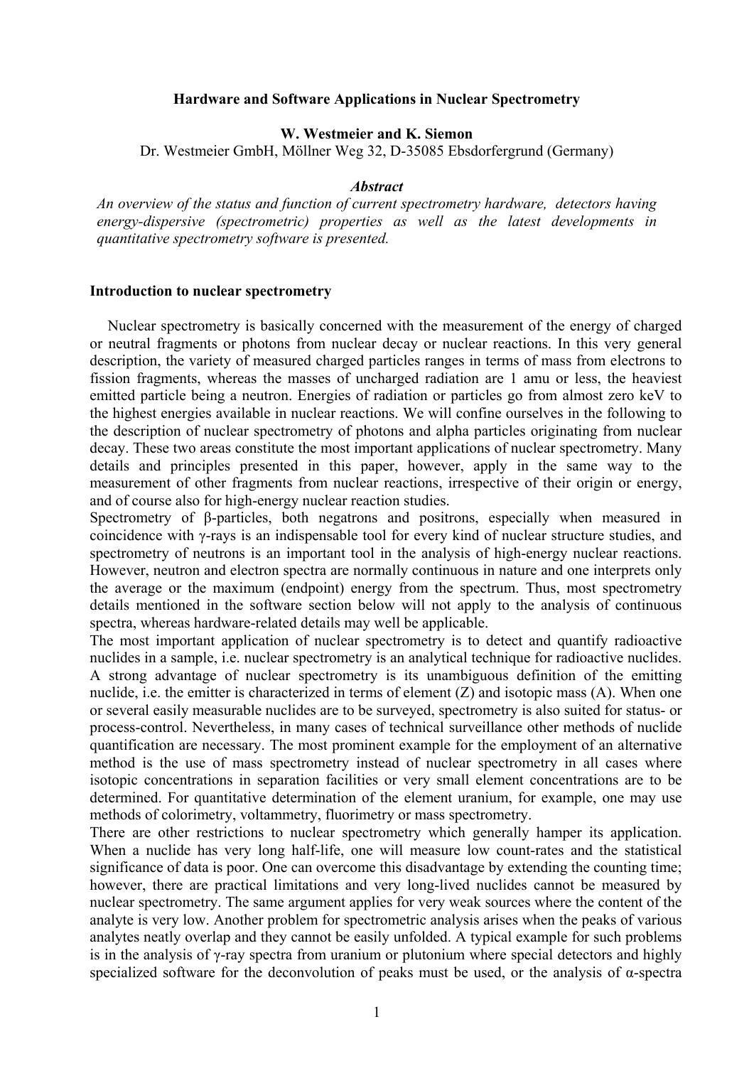**Hardware and Software Applications in Nuclear Spectrometry**

**W. Westmeier and K. Siemon**

Dr. Westmeier GmbH, Möllner Weg 32, D-35085 Ebsdorfergrund (Germany)

***Abstract***

*An overview of the status and function of current spectrometry hardware, detectors having energy-dispersive (spectrometric) properties as well as the latest developments in quantitative spectrometry software is presented.*

## Introduction to nuclear spectrometry

Nuclear spectrometry is basically concerned with the measurement of the energy of charged or neutral fragments or photons from nuclear decay or nuclear reactions. In this very general description, the variety of measured charged particles ranges in terms of mass from electrons to fission fragments, whereas the masses of uncharged radiation are 1 amu or less, the heaviest emitted particle being a neutron. Energies of radiation or particles go from almost zero keV to the highest energies available in nuclear reactions. We will confine ourselves in the following to the description of nuclear spectrometry of photons and alpha particles originating from nuclear decay. These two areas constitute the most important applications of nuclear spectrometry. Many details and principles presented in this paper, however, apply in the same way to the measurement of other fragments from nuclear reactions, irrespective of their origin or energy, and of course also for high-energy nuclear reaction studies.

Spectrometry of β-particles, both negatrons and positrons, especially when measured in coincidence with γ-rays is an indispensable tool for every kind of nuclear structure studies, and spectrometry of neutrons is an important tool in the analysis of high-energy nuclear reactions. However, neutron and electron spectra are normally continuous in nature and one interprets only the average or the maximum (endpoint) energy from the spectrum. Thus, most spectrometry details mentioned in the software section below will not apply to the analysis of continuous spectra, whereas hardware-related details may well be applicable.

The most important application of nuclear spectrometry is to detect and quantify radioactive nuclides in a sample, i.e. nuclear spectrometry is an analytical technique for radioactive nuclides. A strong advantage of nuclear spectrometry is its unambiguous definition of the emitting nuclide, i.e. the emitter is characterized in terms of element (Z) and isotopic mass (A). When one or several easily measurable nuclides are to be surveyed, spectrometry is also suited for status- or process-control. Nevertheless, in many cases of technical surveillance other methods of nuclide quantification are necessary. The most prominent example for the employment of an alternative method is the use of mass spectrometry instead of nuclear spectrometry in all cases where isotopic concentrations in separation facilities or very small element concentrations are to be determined. For quantitative determination of the element uranium, for example, one may use methods of colorimetry, voltammetry, fluorimetry or mass spectrometry.

There are other restrictions to nuclear spectrometry which generally hamper its application. When a nuclide has very long half-life, one will measure low count-rates and the statistical significance of data is poor. One can overcome this disadvantage by extending the counting time; however, there are practical limitations and very long-lived nuclides cannot be measured by nuclear spectrometry. The same argument applies for very weak sources where the content of the analyte is very low. Another problem for spectrometric analysis arises when the peaks of various analytes neatly overlap and they cannot be easily unfolded. A typical example for such problems is in the analysis of γ-ray spectra from uranium or plutonium where special detectors and highly specialized software for the deconvolution of peaks must be used, or the analysis of α-spectra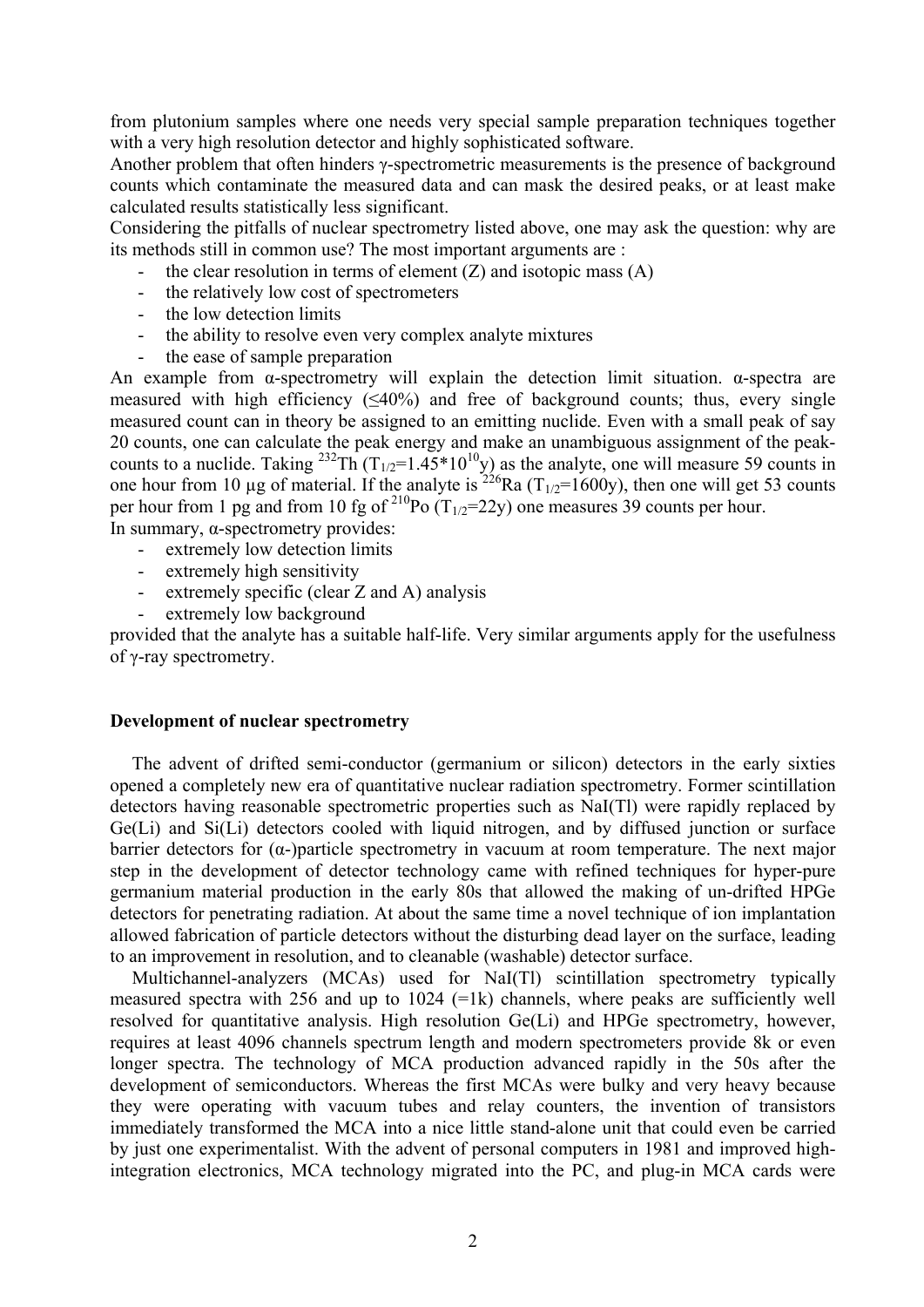from plutonium samples where one needs very special sample preparation techniques together with a very high resolution detector and highly sophisticated software.

Another problem that often hinders γ-spectrometric measurements is the presence of background counts which contaminate the measured data and can mask the desired peaks, or at least make calculated results statistically less significant.

Considering the pitfalls of nuclear spectrometry listed above, one may ask the question: why are its methods still in common use? The most important arguments are :

- the clear resolution in terms of element (Z) and isotopic mass (A)
- the relatively low cost of spectrometers
- the low detection limits
- the ability to resolve even very complex analyte mixtures
- the ease of sample preparation

An example from α-spectrometry will explain the detection limit situation. α-spectra are measured with high efficiency (≤40%) and free of background counts; thus, every single measured count can in theory be assigned to an emitting nuclide. Even with a small peak of say 20 counts, one can calculate the peak energy and make an unambiguous assignment of the peak-counts to a nuclide. Taking $^{232}$Th ($T_{1/2}$=1.45*10$^{10}$y) as the analyte, one will measure 59 counts in one hour from 10 µg of material. If the analyte is $^{226}$Ra ($T_{1/2}$=1600y), then one will get 53 counts per hour from 1 pg and from 10 fg of $^{210}$Po ($T_{1/2}$=22y) one measures 39 counts per hour.

In summary, α-spectrometry provides:

- extremely low detection limits
- extremely high sensitivity
- extremely specific (clear Z and A) analysis
- extremely low background

provided that the analyte has a suitable half-life. Very similar arguments apply for the usefulness of γ-ray spectrometry.

**Development of nuclear spectrometry**

The advent of drifted semi-conductor (germanium or silicon) detectors in the early sixties opened a completely new era of quantitative nuclear radiation spectrometry. Former scintillation detectors having reasonable spectrometric properties such as NaI(Tl) were rapidly replaced by Ge(Li) and Si(Li) detectors cooled with liquid nitrogen, and by diffused junction or surface barrier detectors for (α-)particle spectrometry in vacuum at room temperature. The next major step in the development of detector technology came with refined techniques for hyper-pure germanium material production in the early 80s that allowed the making of un-drifted HPGe detectors for penetrating radiation. At about the same time a novel technique of ion implantation allowed fabrication of particle detectors without the disturbing dead layer on the surface, leading to an improvement in resolution, and to cleanable (washable) detector surface.

Multichannel-analyzers (MCAs) used for NaI(Tl) scintillation spectrometry typically measured spectra with 256 and up to 1024 (=1k) channels, where peaks are sufficiently well resolved for quantitative analysis. High resolution Ge(Li) and HPGe spectrometry, however, requires at least 4096 channels spectrum length and modern spectrometers provide 8k or even longer spectra. The technology of MCA production advanced rapidly in the 50s after the development of semiconductors. Whereas the first MCAs were bulky and very heavy because they were operating with vacuum tubes and relay counters, the invention of transistors immediately transformed the MCA into a nice little stand-alone unit that could even be carried by just one experimentalist. With the advent of personal computers in 1981 and improved high-integration electronics, MCA technology migrated into the PC, and plug-in MCA cards were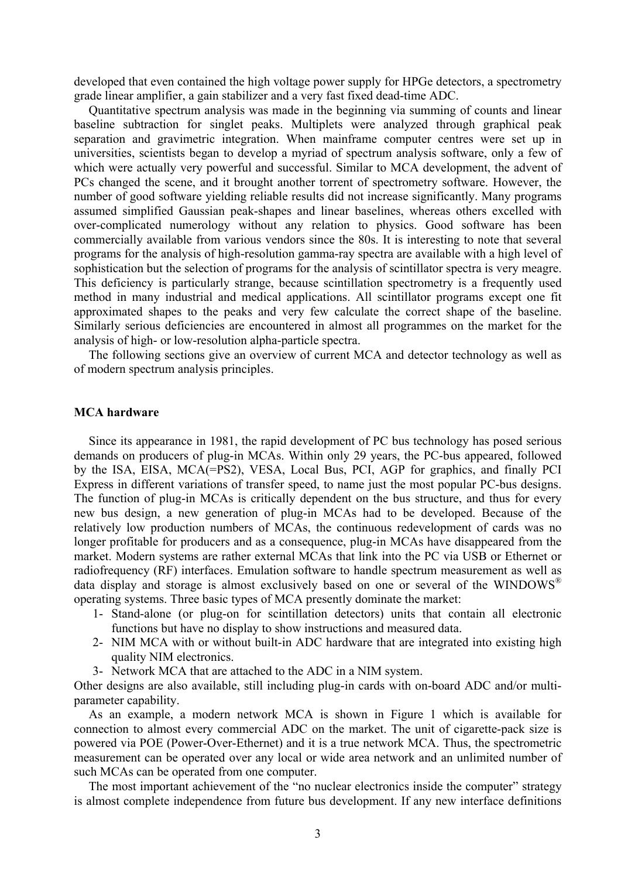developed that even contained the high voltage power supply for HPGe detectors, a spectrometry grade linear amplifier, a gain stabilizer and a very fast fixed dead-time ADC.

Quantitative spectrum analysis was made in the beginning via summing of counts and linear baseline subtraction for singlet peaks. Multiplets were analyzed through graphical peak separation and gravimetric integration. When mainframe computer centres were set up in universities, scientists began to develop a myriad of spectrum analysis software, only a few of which were actually very powerful and successful. Similar to MCA development, the advent of PCs changed the scene, and it brought another torrent of spectrometry software. However, the number of good software yielding reliable results did not increase significantly. Many programs assumed simplified Gaussian peak-shapes and linear baselines, whereas others excelled with over-complicated numerology without any relation to physics. Good software has been commercially available from various vendors since the 80s. It is interesting to note that several programs for the analysis of high-resolution gamma-ray spectra are available with a high level of sophistication but the selection of programs for the analysis of scintillator spectra is very meagre. This deficiency is particularly strange, because scintillation spectrometry is a frequently used method in many industrial and medical applications. All scintillator programs except one fit approximated shapes to the peaks and very few calculate the correct shape of the baseline. Similarly serious deficiencies are encountered in almost all programmes on the market for the analysis of high- or low-resolution alpha-particle spectra.

The following sections give an overview of current MCA and detector technology as well as of modern spectrum analysis principles.

## MCA hardware

Since its appearance in 1981, the rapid development of PC bus technology has posed serious demands on producers of plug-in MCAs. Within only 29 years, the PC-bus appeared, followed by the ISA, EISA, MCA(=PS2), VESA, Local Bus, PCI, AGP for graphics, and finally PCI Express in different variations of transfer speed, to name just the most popular PC-bus designs. The function of plug-in MCAs is critically dependent on the bus structure, and thus for every new bus design, a new generation of plug-in MCAs had to be developed. Because of the relatively low production numbers of MCAs, the continuous redevelopment of cards was no longer profitable for producers and as a consequence, plug-in MCAs have disappeared from the market. Modern systems are rather external MCAs that link into the PC via USB or Ethernet or radiofrequency (RF) interfaces. Emulation software to handle spectrum measurement as well as data display and storage is almost exclusively based on one or several of the WINDOWS® operating systems. Three basic types of MCA presently dominate the market:

1. Stand-alone (or plug-on for scintillation detectors) units that contain all electronic functions but have no display to show instructions and measured data.
2. NIM MCA with or without built-in ADC hardware that are integrated into existing high quality NIM electronics.
3. Network MCA that are attached to the ADC in a NIM system.

Other designs are also available, still including plug-in cards with on-board ADC and/or multi-parameter capability.

As an example, a modern network MCA is shown in Figure 1 which is available for connection to almost every commercial ADC on the market. The unit of cigarette-pack size is powered via POE (Power-Over-Ethernet) and it is a true network MCA. Thus, the spectrometric measurement can be operated over any local or wide area network and an unlimited number of such MCAs can be operated from one computer.

The most important achievement of the "no nuclear electronics inside the computer" strategy is almost complete independence from future bus development. If any new interface definitions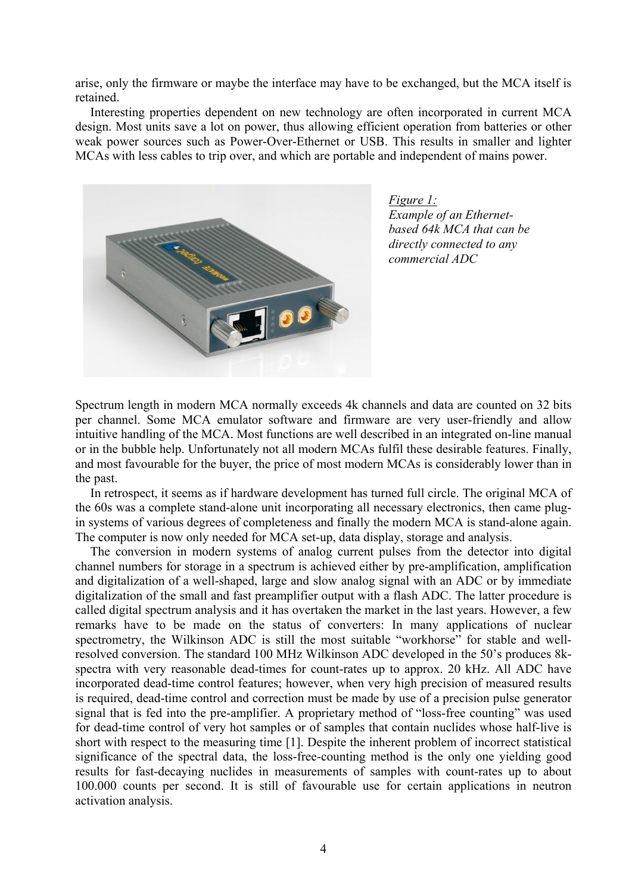arise, only the firmware or maybe the interface may have to be exchanged, but the MCA itself is retained.

Interesting properties dependent on new technology are often incorporated in current MCA design. Most units save a lot on power, thus allowing efficient operation from batteries or other weak power sources such as Power-Over-Ethernet or USB. This results in smaller and lighter MCAs with less cables to trip over, and which are portable and independent of mains power.

*Figure 1:*
*Example of an Ethernet-based 64k MCA that can be directly connected to any commercial ADC*

Spectrum length in modern MCA normally exceeds 4k channels and data are counted on 32 bits per channel. Some MCA emulator software and firmware are very user-friendly and allow intuitive handling of the MCA. Most functions are well described in an integrated on-line manual or in the bubble help. Unfortunately not all modern MCAs fulfil these desirable features. Finally, and most favourable for the buyer, the price of most modern MCAs is considerably lower than in the past.

In retrospect, it seems as if hardware development has turned full circle. The original MCA of the 60s was a complete stand-alone unit incorporating all necessary electronics, then came plug-in systems of various degrees of completeness and finally the modern MCA is stand-alone again. The computer is now only needed for MCA set-up, data display, storage and analysis.

The conversion in modern systems of analog current pulses from the detector into digital channel numbers for storage in a spectrum is achieved either by pre-amplification, amplification and digitalization of a well-shaped, large and slow analog signal with an ADC or by immediate digitalization of the small and fast preamplifier output with a flash ADC. The latter procedure is called digital spectrum analysis and it has overtaken the market in the last years. However, a few remarks have to be made on the status of converters: In many applications of nuclear spectrometry, the Wilkinson ADC is still the most suitable "workhorse" for stable and well-resolved conversion. The standard 100 MHz Wilkinson ADC developed in the 50's produces 8k-spectra with very reasonable dead-times for count-rates up to approx. 20 kHz. All ADC have incorporated dead-time control features; however, when very high precision of measured results is required, dead-time control and correction must be made by use of a precision pulse generator signal that is fed into the pre-amplifier. A proprietary method of "loss-free counting" was used for dead-time control of very hot samples or of samples that contain nuclides whose half-live is short with respect to the measuring time [1]. Despite the inherent problem of incorrect statistical significance of the spectral data, the loss-free-counting method is the only one yielding good results for fast-decaying nuclides in measurements of samples with count-rates up to about 100.000 counts per second. It is still of favourable use for certain applications in neutron activation analysis.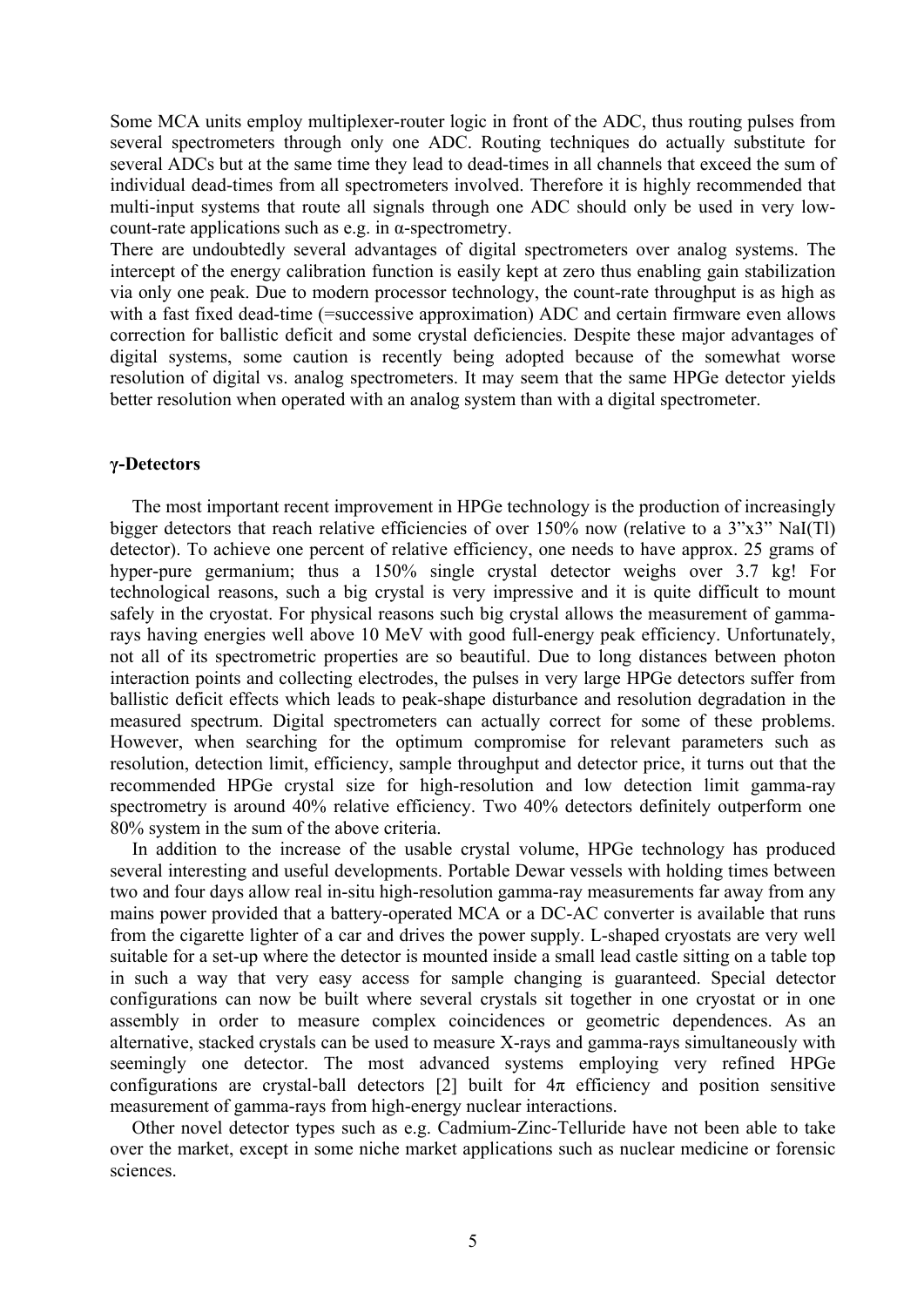Some MCA units employ multiplexer-router logic in front of the ADC, thus routing pulses from several spectrometers through only one ADC. Routing techniques do actually substitute for several ADCs but at the same time they lead to dead-times in all channels that exceed the sum of individual dead-times from all spectrometers involved. Therefore it is highly recommended that multi-input systems that route all signals through one ADC should only be used in very low-count-rate applications such as e.g. in α-spectrometry.

There are undoubtedly several advantages of digital spectrometers over analog systems. The intercept of the energy calibration function is easily kept at zero thus enabling gain stabilization via only one peak. Due to modern processor technology, the count-rate throughput is as high as with a fast fixed dead-time (=successive approximation) ADC and certain firmware even allows correction for ballistic deficit and some crystal deficiencies. Despite these major advantages of digital systems, some caution is recently being adopted because of the somewhat worse resolution of digital vs. analog spectrometers. It may seem that the same HPGe detector yields better resolution when operated with an analog system than with a digital spectrometer.

### γ-Detectors

The most important recent improvement in HPGe technology is the production of increasingly bigger detectors that reach relative efficiencies of over 150% now (relative to a 3"x3" NaI(Tl) detector). To achieve one percent of relative efficiency, one needs to have approx. 25 grams of hyper-pure germanium; thus a 150% single crystal detector weighs over 3.7 kg! For technological reasons, such a big crystal is very impressive and it is quite difficult to mount safely in the cryostat. For physical reasons such big crystal allows the measurement of gamma-rays having energies well above 10 MeV with good full-energy peak efficiency. Unfortunately, not all of its spectrometric properties are so beautiful. Due to long distances between photon interaction points and collecting electrodes, the pulses in very large HPGe detectors suffer from ballistic deficit effects which leads to peak-shape disturbance and resolution degradation in the measured spectrum. Digital spectrometers can actually correct for some of these problems. However, when searching for the optimum compromise for relevant parameters such as resolution, detection limit, efficiency, sample throughput and detector price, it turns out that the recommended HPGe crystal size for high-resolution and low detection limit gamma-ray spectrometry is around 40% relative efficiency. Two 40% detectors definitely outperform one 80% system in the sum of the above criteria.

In addition to the increase of the usable crystal volume, HPGe technology has produced several interesting and useful developments. Portable Dewar vessels with holding times between two and four days allow real in-situ high-resolution gamma-ray measurements far away from any mains power provided that a battery-operated MCA or a DC-AC converter is available that runs from the cigarette lighter of a car and drives the power supply. L-shaped cryostats are very well suitable for a set-up where the detector is mounted inside a small lead castle sitting on a table top in such a way that very easy access for sample changing is guaranteed. Special detector configurations can now be built where several crystals sit together in one cryostat or in one assembly in order to measure complex coincidences or geometric dependences. As an alternative, stacked crystals can be used to measure X-rays and gamma-rays simultaneously with seemingly one detector. The most advanced systems employing very refined HPGe configurations are crystal-ball detectors [2] built for 4π efficiency and position sensitive measurement of gamma-rays from high-energy nuclear interactions.

Other novel detector types such as e.g. Cadmium-Zinc-Telluride have not been able to take over the market, except in some niche market applications such as nuclear medicine or forensic sciences.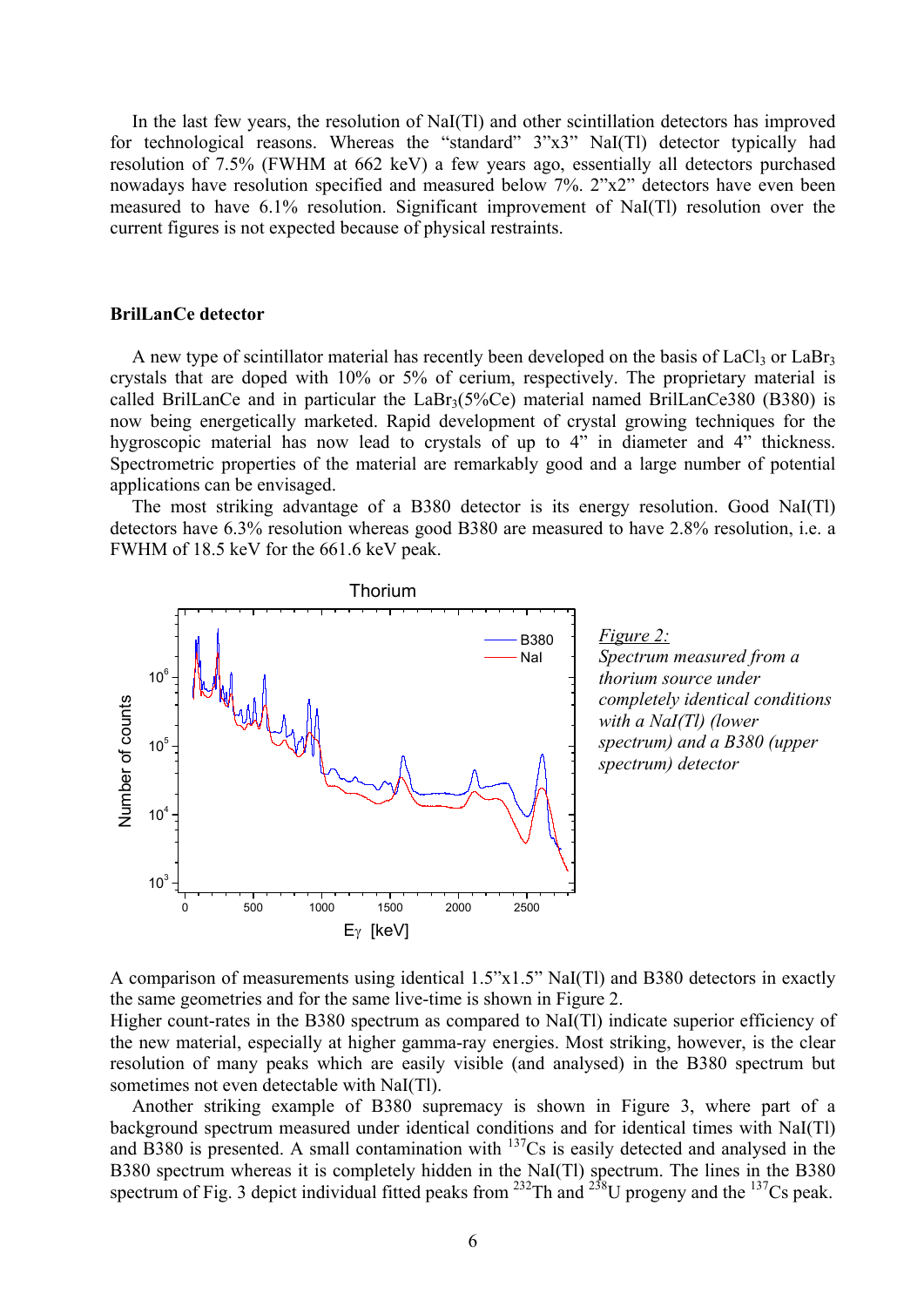In the last few years, the resolution of NaI(Tl) and other scintillation detectors has improved for technological reasons. Whereas the "standard" 3"x3" NaI(Tl) detector typically had resolution of 7.5% (FWHM at 662 keV) a few years ago, essentially all detectors purchased nowadays have resolution specified and measured below 7%. 2"x2" detectors have even been measured to have 6.1% resolution. Significant improvement of NaI(Tl) resolution over the current figures is not expected because of physical restraints.

**BrilLanCe detector**

A new type of scintillator material has recently been developed on the basis of $LaCl_3$ or $LaBr_3$ crystals that are doped with 10% or 5% of cerium, respectively. The proprietary material is called BrilLanCe and in particular the $LaBr_3$(5%Ce) material named BrilLanCe380 (B380) is now being energetically marketed. Rapid development of crystal growing techniques for the hygroscopic material has now lead to crystals of up to 4" in diameter and 4" thickness. Spectrometric properties of the material are remarkably good and a large number of potential applications can be envisaged.

The most striking advantage of a B380 detector is its energy resolution. Good NaI(Tl) detectors have 6.3% resolution whereas good B380 are measured to have 2.8% resolution, i.e. a FWHM of 18.5 keV for the 661.6 keV peak.

Thorium

B380
NaI

Number of counts

$10^3$
$10^4$
$10^5$
$10^6$

0 500 1000 1500 2000 2500

$E_\gamma$ [keV]

*Figure 2:*
*Spectrum measured from a thorium source under completely identical conditions with a NaI(Tl) (lower spectrum) and a B380 (upper spectrum) detector*

A comparison of measurements using identical 1.5"x1.5" NaI(Tl) and B380 detectors in exactly the same geometries and for the same live-time is shown in Figure 2.

Higher count-rates in the B380 spectrum as compared to NaI(Tl) indicate superior efficiency of the new material, especially at higher gamma-ray energies. Most striking, however, is the clear resolution of many peaks which are easily visible (and analysed) in the B380 spectrum but sometimes not even detectable with NaI(Tl).

Another striking example of B380 supremacy is shown in Figure 3, where part of a background spectrum measured under identical conditions and for identical times with NaI(Tl) and B380 is presented. A small contamination with $^{137}$Cs is easily detected and analysed in the B380 spectrum whereas it is completely hidden in the NaI(Tl) spectrum. The lines in the B380 spectrum of Fig. 3 depict individual fitted peaks from $^{232}$Th and $^{238}$U progeny and the $^{137}$Cs peak.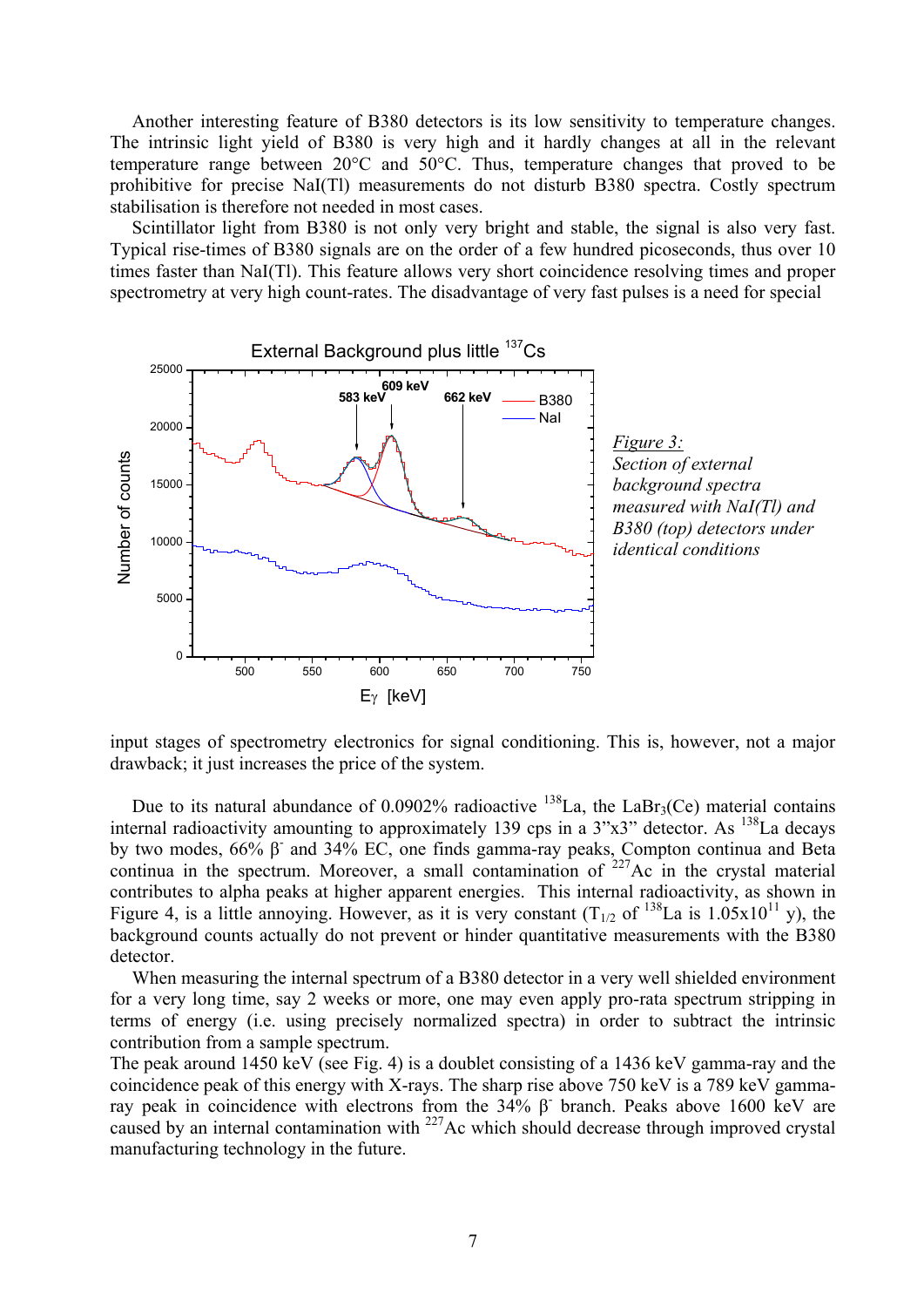Another interesting feature of B380 detectors is its low sensitivity to temperature changes. The intrinsic light yield of B380 is very high and it hardly changes at all in the relevant temperature range between 20°C and 50°C. Thus, temperature changes that proved to be prohibitive for precise NaI(Tl) measurements do not disturb B380 spectra. Costly spectrum stabilisation is therefore not needed in most cases.

Scintillator light from B380 is not only very bright and stable, the signal is also very fast. Typical rise-times of B380 signals are on the order of a few hundred picoseconds, thus over 10 times faster than NaI(Tl). This feature allows very short coincidence resolving times and proper spectrometry at very high count-rates. The disadvantage of very fast pulses is a need for special

External Background plus little $^{137}$Cs

583 keV
609 keV
662 keV
B380
NaI

Number of counts
0
5000
10000
15000
20000
25000

500
550
600
650
700
750

Eγ [keV]

*Figure 3:*
*Section of external background spectra measured with NaI(Tl) and B380 (top) detectors under identical conditions*

input stages of spectrometry electronics for signal conditioning. This is, however, not a major drawback; it just increases the price of the system.

Due to its natural abundance of 0.0902% radioactive $^{138}$La, the $LaBr_3$(Ce) material contains internal radioactivity amounting to approximately 139 cps in a 3"x3" detector. As $^{138}$La decays by two modes, 66% $\beta^-$ and 34% EC, one finds gamma-ray peaks, Compton continua and Beta continua in the spectrum. Moreover, a small contamination of $^{227}$Ac in the crystal material contributes to alpha peaks at higher apparent energies. This internal radioactivity, as shown in Figure 4, is a little annoying. However, as it is very constant ($T_{1/2}$ of $^{138}$La is $1.05 \times 10^{11}$ y), the background counts actually do not prevent or hinder quantitative measurements with the B380 detector.

When measuring the internal spectrum of a B380 detector in a very well shielded environment for a very long time, say 2 weeks or more, one may even apply pro-rata spectrum stripping in terms of energy (i.e. using precisely normalized spectra) in order to subtract the intrinsic contribution from a sample spectrum.

The peak around 1450 keV (see Fig. 4) is a doublet consisting of a 1436 keV gamma-ray and the coincidence peak of this energy with X-rays. The sharp rise above 750 keV is a 789 keV gamma-ray peak in coincidence with electrons from the 34% $\beta^-$ branch. Peaks above 1600 keV are caused by an internal contamination with $^{227}$Ac which should decrease through improved crystal manufacturing technology in the future.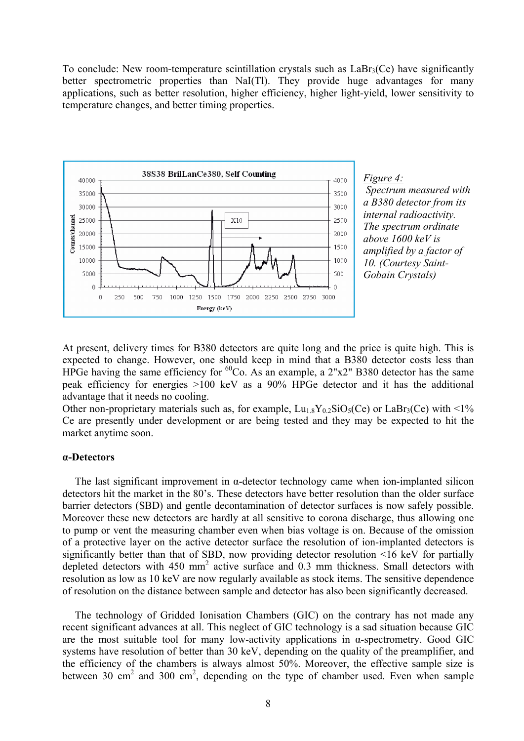To conclude: New room-temperature scintillation crystals such as $LaBr_3$(Ce) have significantly better spectrometric properties than NaI(Tl). They provide huge advantages for many applications, such as better resolution, higher efficiency, higher light-yield, lower sensitivity to temperature changes, and better timing properties.

38S38 BrilLanCe380, Self Counting

Counts/channel

40000
35000
30000
25000
20000
15000
10000
5000
0

4000
3500
3000
2500
2000
1500
1000
500
0

X10

0 250 500 750 1000 1250 1500 1750 2000 2250 2500 2750 3000

Energy (keV)

*Figure 4: Spectrum measured with a B380 detector from its internal radioactivity. The spectrum ordinate above 1600 keV is amplified by a factor of 10. (Courtesy Saint-Gobain Crystals)*

At present, delivery times for B380 detectors are quite long and the price is quite high. This is expected to change. However, one should keep in mind that a B380 detector costs less than HPGe having the same efficiency for $^{60}$Co. As an example, a 2"x2" B380 detector has the same peak efficiency for energies >100 keV as a 90% HPGe detector and it has the additional advantage that it needs no cooling.

Other non-proprietary materials such as, for example, $Lu_{1.8}Y_{0.2}SiO_5$(Ce) or $LaBr_3$(Ce) with <1% Ce are presently under development or are being tested and they may be expected to hit the market anytime soon.

**α-Detectors**

The last significant improvement in α-detector technology came when ion-implanted silicon detectors hit the market in the 80's. These detectors have better resolution than the older surface barrier detectors (SBD) and gentle decontamination of detector surfaces is now safely possible. Moreover these new detectors are hardly at all sensitive to corona discharge, thus allowing one to pump or vent the measuring chamber even when bias voltage is on. Because of the omission of a protective layer on the active detector surface the resolution of ion-implanted detectors is significantly better than that of SBD, now providing detector resolution <16 keV for partially depleted detectors with 450 mm$^2$ active surface and 0.3 mm thickness. Small detectors with resolution as low as 10 keV are now regularly available as stock items. The sensitive dependence of resolution on the distance between sample and detector has also been significantly decreased.

The technology of Gridded Ionisation Chambers (GIC) on the contrary has not made any recent significant advances at all. This neglect of GIC technology is a sad situation because GIC are the most suitable tool for many low-activity applications in α-spectrometry. Good GIC systems have resolution of better than 30 keV, depending on the quality of the preamplifier, and the efficiency of the chambers is always almost 50%. Moreover, the effective sample size is between 30 cm$^2$ and 300 cm$^2$, depending on the type of chamber used. Even when sample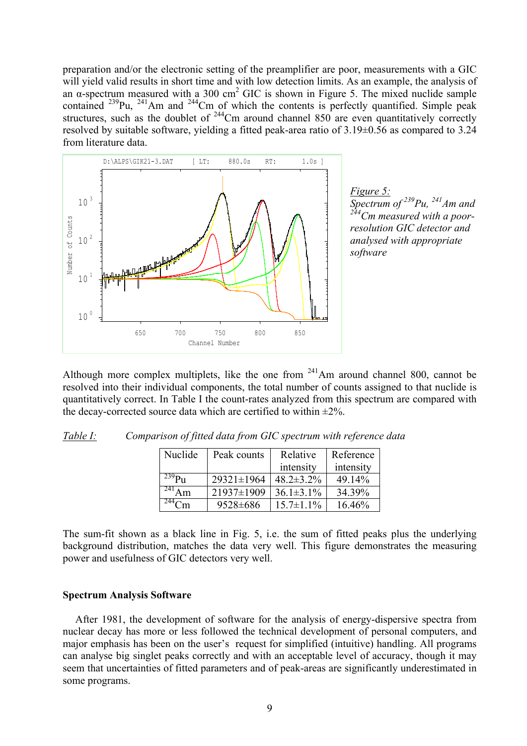preparation and/or the electronic setting of the preamplifier are poor, measurements with a GIC will yield valid results in short time and with low detection limits. As an example, the analysis of an α-spectrum measured with a 300 $cm^2$ GIC is shown in Figure 5. The mixed nuclide sample contained $^{239}$Pu, $^{241}$Am and $^{244}$Cm of which the contents is perfectly quantified. Simple peak structures, such as the doublet of $^{244}$Cm around channel 850 are even quantitatively correctly resolved by suitable software, yielding a fitted peak-area ratio of 3.19±0.56 as compared to 3.24 from literature data.

D:\ALPS\GIK21-3.DAT [ LT: 880.0s RT: 1.0s ]

Number of Counts

$10^3$

$10^2$

$10^1$

$10^0$

650 700 750 800 850

Channel Number

*Figure 5: Spectrum of $^{239}$Pu, $^{241}$Am and $^{244}$Cm measured with a poor-resolution GIC detector and analysed with appropriate software*

Although more complex multiplets, like the one from $^{241}$Am around channel 800, cannot be resolved into their individual components, the total number of counts assigned to that nuclide is quantitatively correct. In Table I the count-rates analyzed from this spectrum are compared with the decay-corrected source data which are certified to within ±2%.

*Table I:* *Comparison of fitted data from GIC spectrum with reference data*

| Nuclide | Peak counts | Relative intensity | Reference intensity |
|---|---|---|---|
| $^{239}$Pu | 29321±1964 | 48.2±3.2% | 49.14% |
| $^{241}$Am | 21937±1909 | 36.1±3.1% | 34.39% |
| $^{244}$Cm | 9528±686 | 15.7±1.1% | 16.46% |

The sum-fit shown as a black line in Fig. 5, i.e. the sum of fitted peaks plus the underlying background distribution, matches the data very well. This figure demonstrates the measuring power and usefulness of GIC detectors very well.

**Spectrum Analysis Software**

After 1981, the development of software for the analysis of energy-dispersive spectra from nuclear decay has more or less followed the technical development of personal computers, and major emphasis has been on the user's request for simplified (intuitive) handling. All programs can analyse big singlet peaks correctly and with an acceptable level of accuracy, though it may seem that uncertainties of fitted parameters and of peak-areas are significantly underestimated in some programs.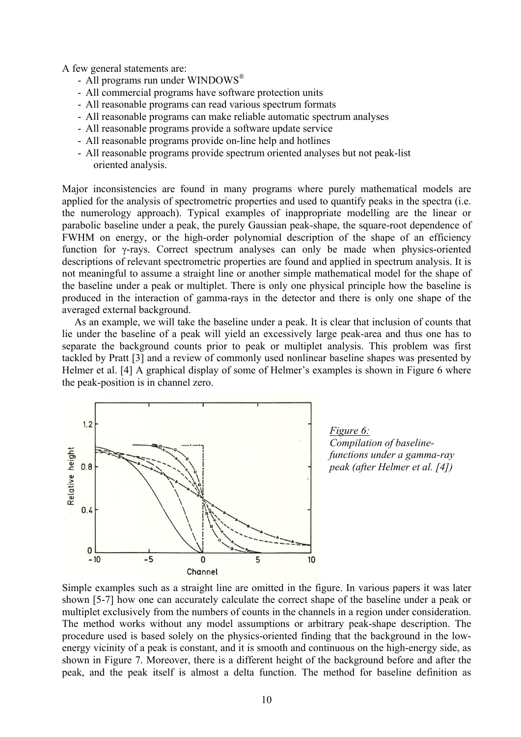A few general statements are:

- All programs run under WINDOWS®
- All commercial programs have software protection units
- All reasonable programs can read various spectrum formats
- All reasonable programs can make reliable automatic spectrum analyses
- All reasonable programs provide a software update service
- All reasonable programs provide on-line help and hotlines
- All reasonable programs provide spectrum oriented analyses but not peak-list oriented analysis.

Major inconsistencies are found in many programs where purely mathematical models are applied for the analysis of spectrometric properties and used to quantify peaks in the spectra (i.e. the numerology approach). Typical examples of inappropriate modelling are the linear or parabolic baseline under a peak, the purely Gaussian peak-shape, the square-root dependence of FWHM on energy, or the high-order polynomial description of the shape of an efficiency function for γ-rays. Correct spectrum analyses can only be made when physics-oriented descriptions of relevant spectrometric properties are found and applied in spectrum analysis. It is not meaningful to assume a straight line or another simple mathematical model for the shape of the baseline under a peak or multiplet. There is only one physical principle how the baseline is produced in the interaction of gamma-rays in the detector and there is only one shape of the averaged external background.

As an example, we will take the baseline under a peak. It is clear that inclusion of counts that lie under the baseline of a peak will yield an excessively large peak-area and thus one has to separate the background counts prior to peak or multiplet analysis. This problem was first tackled by Pratt [3] and a review of commonly used nonlinear baseline shapes was presented by Helmer et al. [4] A graphical display of some of Helmer's examples is shown in Figure 6 where the peak-position is in channel zero.

Relative height
1.2
0.8
0.4
0
-10
-5
0
5
10
Channel

*Figure 6:*
*Compilation of baseline-functions under a gamma-ray peak (after Helmer et al. [4])*

Simple examples such as a straight line are omitted in the figure. In various papers it was later shown [5-7] how one can accurately calculate the correct shape of the baseline under a peak or multiplet exclusively from the numbers of counts in the channels in a region under consideration. The method works without any model assumptions or arbitrary peak-shape description. The procedure used is based solely on the physics-oriented finding that the background in the low-energy vicinity of a peak is constant, and it is smooth and continuous on the high-energy side, as shown in Figure 7. Moreover, there is a different height of the background before and after the peak, and the peak itself is almost a delta function. The method for baseline definition as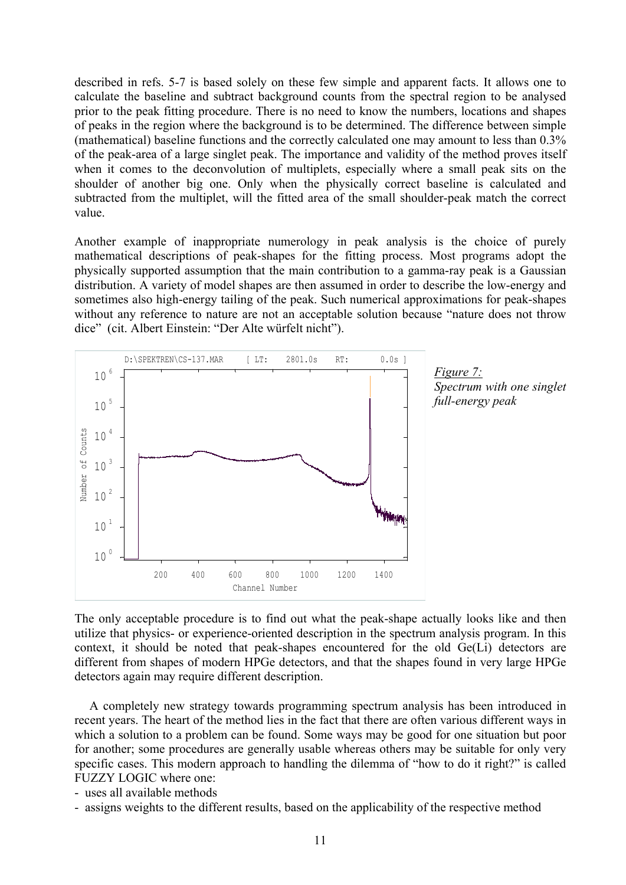described in refs. 5-7 is based solely on these few simple and apparent facts. It allows one to calculate the baseline and subtract background counts from the spectral region to be analysed prior to the peak fitting procedure. There is no need to know the numbers, locations and shapes of peaks in the region where the background is to be determined. The difference between simple (mathematical) baseline functions and the correctly calculated one may amount to less than 0.3% of the peak-area of a large singlet peak. The importance and validity of the method proves itself when it comes to the deconvolution of multiplets, especially where a small peak sits on the shoulder of another big one. Only when the physically correct baseline is calculated and subtracted from the multiplet, will the fitted area of the small shoulder-peak match the correct value.

Another example of inappropriate numerology in peak analysis is the choice of purely mathematical descriptions of peak-shapes for the fitting process. Most programs adopt the physically supported assumption that the main contribution to a gamma-ray peak is a Gaussian distribution. A variety of model shapes are then assumed in order to describe the low-energy and sometimes also high-energy tailing of the peak. Such numerical approximations for peak-shapes without any reference to nature are not an acceptable solution because "nature does not throw dice" (cit. Albert Einstein: "Der Alte würfelt nicht").

D:\SPEKTREN\CS-137.MAR [ LT: 2801.0s RT: 0.0s ]

Number of Counts

$10^6$
$10^5$
$10^4$
$10^3$
$10^2$
$10^1$
$10^0$

200 400 600 800 1000 1200 1400

Channel Number

*Figure 7: Spectrum with one singlet full-energy peak*

The only acceptable procedure is to find out what the peak-shape actually looks like and then utilize that physics- or experience-oriented description in the spectrum analysis program. In this context, it should be noted that peak-shapes encountered for the old Ge(Li) detectors are different from shapes of modern HPGe detectors, and that the shapes found in very large HPGe detectors again may require different description.

A completely new strategy towards programming spectrum analysis has been introduced in recent years. The heart of the method lies in the fact that there are often various different ways in which a solution to a problem can be found. Some ways may be good for one situation but poor for another; some procedures are generally usable whereas others may be suitable for only very specific cases. This modern approach to handling the dilemma of "how to do it right?" is called FUZZY LOGIC where one:

- uses all available methods
- assigns weights to the different results, based on the applicability of the respective method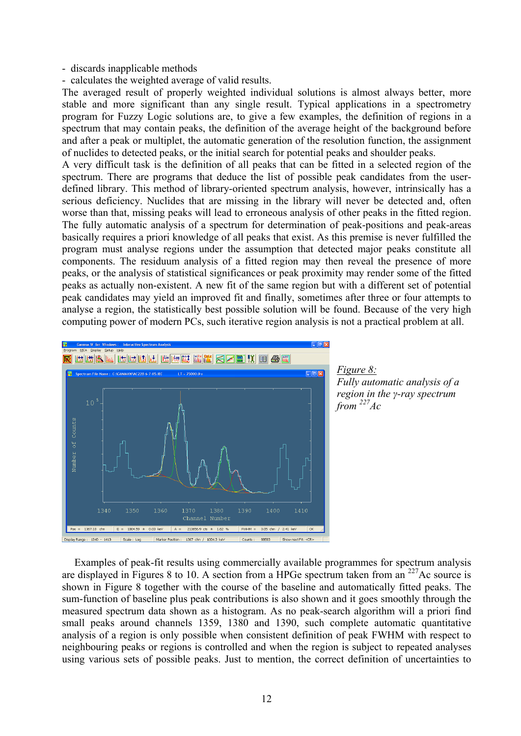- discards inapplicable methods
- calculates the weighted average of valid results.

The averaged result of properly weighted individual solutions is almost always better, more stable and more significant than any single result. Typical applications in a spectrometry program for Fuzzy Logic solutions are, to give a few examples, the definition of regions in a spectrum that may contain peaks, the definition of the average height of the background before and after a peak or multiplet, the automatic generation of the resolution function, the assignment of nuclides to detected peaks, or the initial search for potential peaks and shoulder peaks.

A very difficult task is the definition of all peaks that can be fitted in a selected region of the spectrum. There are programs that deduce the list of possible peak candidates from the user-defined library. This method of library-oriented spectrum analysis, however, intrinsically has a serious deficiency. Nuclides that are missing in the library will never be detected and, often worse than that, missing peaks will lead to erroneous analysis of other peaks in the fitted region. The fully automatic analysis of a spectrum for determination of peak-positions and peak-areas basically requires a priori knowledge of all peaks that exist. As this premise is never fulfilled the program must analyse regions under the assumption that detected major peaks constitute all components. The residuum analysis of a fitted region may then reveal the presence of more peaks, or the analysis of statistical significances or peak proximity may render some of the fitted peaks as actually non-existent. A new fit of the same region but with a different set of potential peak candidates may yield an improved fit and finally, sometimes after three or four attempts to analyse a region, the statistically best possible solution will be found. Because of the very high computing power of modern PCs, such iterative region analysis is not a practical problem at all.

Gamma-W for Windows : Interactive Spectrum Analysis
Program MCA Display Setup Help
Spectrum File Name : C:\GAMMAW\AC228-6-7-05.IEC LT = 75000.0 s
$10^5$
Number of Counts
1340 1350 1360 1370 1380 1390 1400 1410
Channel Number
Pos = 1367.10 chn | E = 1004.59 ± 0.03 keV | A = 213836.9 cts ± 1.62 % | FWHM = 3.05 chn / 2.41 keV | OK
Display Range : 1340 - 1413 | Scale : Log | Marker Position : 1367 chn / 1004.3 keV | Counts : 93593 | Show next Fit: <CR>

*Figure 8:*
*Fully automatic analysis of a region in the γ-ray spectrum from $^{227}Ac$*

Examples of peak-fit results using commercially available programmes for spectrum analysis are displayed in Figures 8 to 10. A section from a HPGe spectrum taken from an $^{227}$Ac source is shown in Figure 8 together with the course of the baseline and automatically fitted peaks. The sum-function of baseline plus peak contributions is also shown and it goes smoothly through the measured spectrum data shown as a histogram. As no peak-search algorithm will a priori find small peaks around channels 1359, 1380 and 1390, such complete automatic quantitative analysis of a region is only possible when consistent definition of peak FWHM with respect to neighbouring peaks or regions is controlled and when the region is subject to repeated analyses using various sets of possible peaks. Just to mention, the correct definition of uncertainties to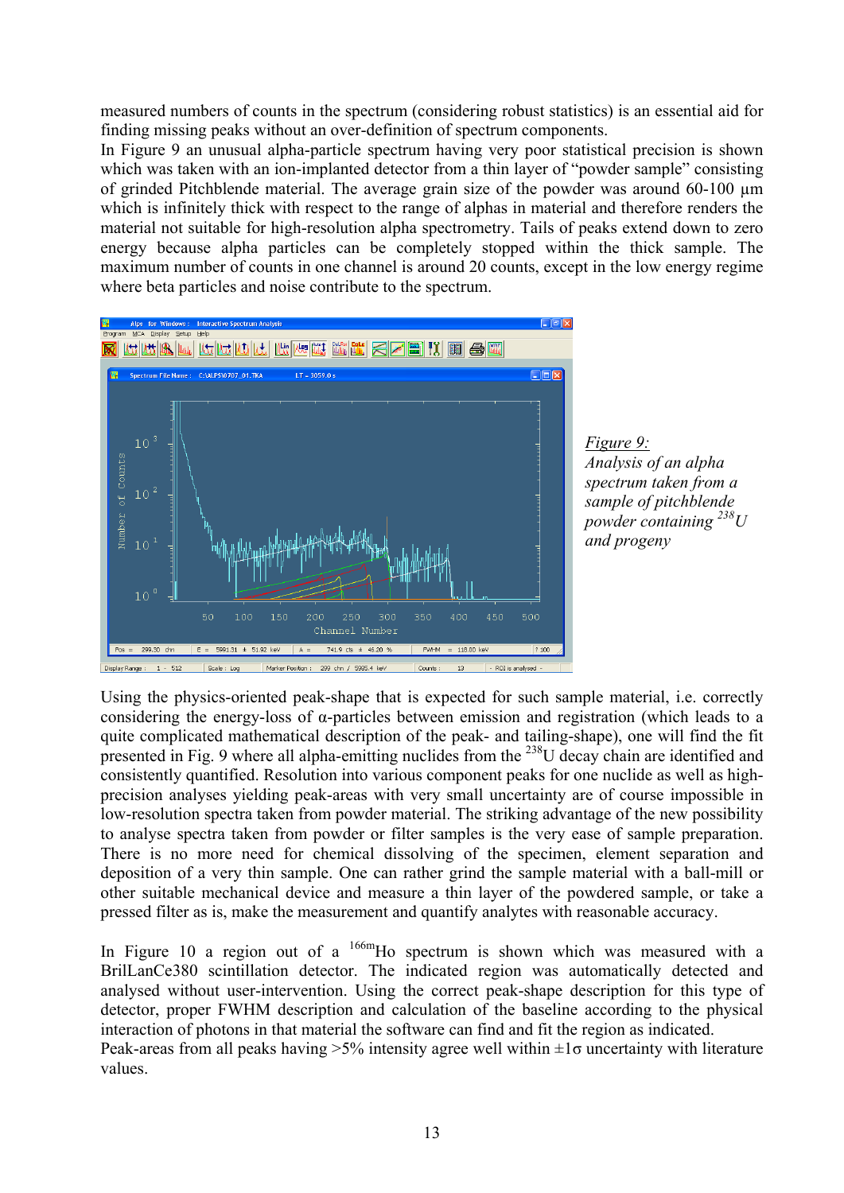measured numbers of counts in the spectrum (considering robust statistics) is an essential aid for finding missing peaks without an over-definition of spectrum components.
In Figure 9 an unusual alpha-particle spectrum having very poor statistical precision is shown which was taken with an ion-implanted detector from a thin layer of "powder sample" consisting of grinded Pitchblende material. The average grain size of the powder was around 60-100 µm which is infinitely thick with respect to the range of alphas in material and therefore renders the material not suitable for high-resolution alpha spectrometry. Tails of peaks extend down to zero energy because alpha particles can be completely stopped within the thick sample. The maximum number of counts in one channel is around 20 counts, except in the low energy regime where beta particles and noise contribute to the spectrum.

*Figure 9:*
*Analysis of an alpha spectrum taken from a sample of pitchblende powder containing $^{238}U$ and progeny*

Using the physics-oriented peak-shape that is expected for such sample material, i.e. correctly considering the energy-loss of α-particles between emission and registration (which leads to a quite complicated mathematical description of the peak- and tailing-shape), one will find the fit presented in Fig. 9 where all alpha-emitting nuclides from the $^{238}U$ decay chain are identified and consistently quantified. Resolution into various component peaks for one nuclide as well as high-precision analyses yielding peak-areas with very small uncertainty are of course impossible in low-resolution spectra taken from powder material. The striking advantage of the new possibility to analyse spectra taken from powder or filter samples is the very ease of sample preparation. There is no more need for chemical dissolving of the specimen, element separation and deposition of a very thin sample. One can rather grind the sample material with a ball-mill or other suitable mechanical device and measure a thin layer of the powdered sample, or take a pressed filter as is, make the measurement and quantify analytes with reasonable accuracy.

In Figure 10 a region out of a $^{166m}Ho$ spectrum is shown which was measured with a BrilLanCe380 scintillation detector. The indicated region was automatically detected and analysed without user-intervention. Using the correct peak-shape description for this type of detector, proper FWHM description and calculation of the baseline according to the physical interaction of photons in that material the software can find and fit the region as indicated.
Peak-areas from all peaks having >5% intensity agree well within ±1σ uncertainty with literature values.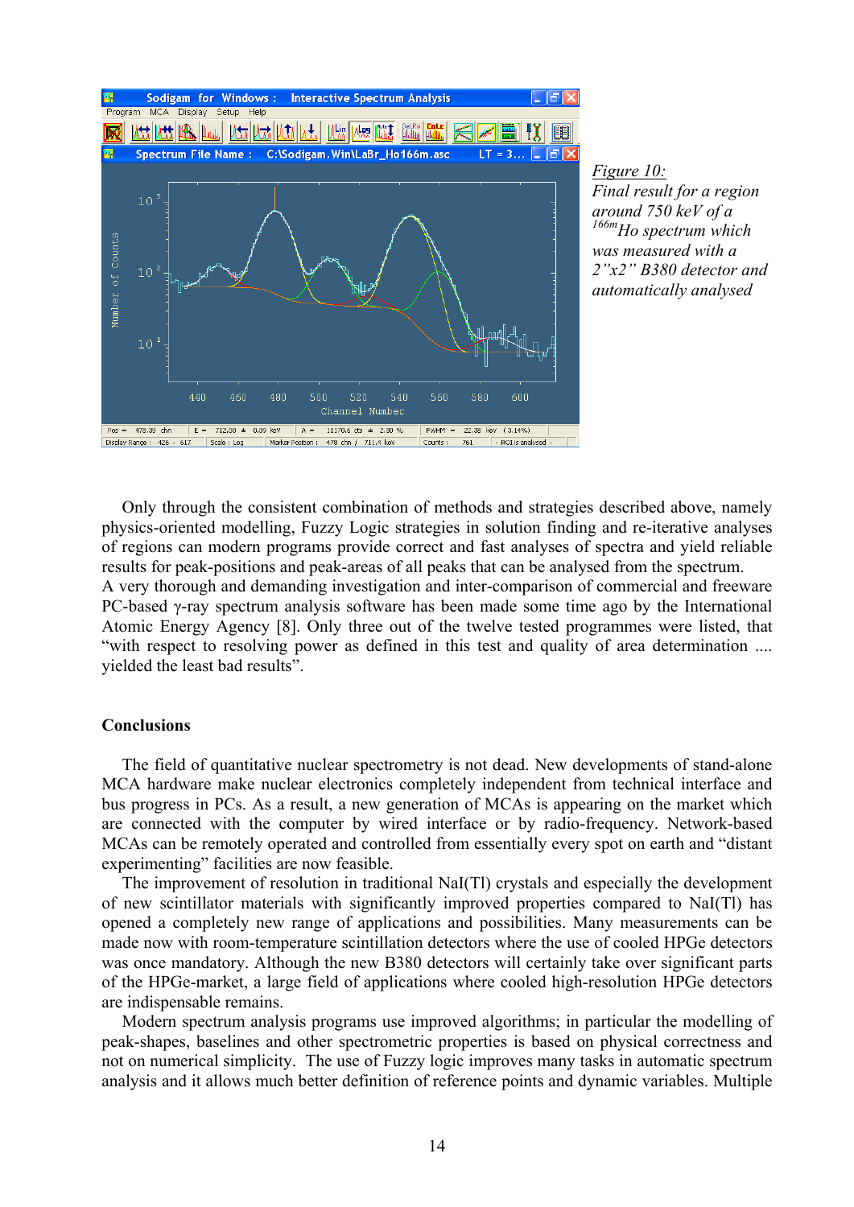Sodigam for Windows : Interactive Spectrum Analysis

Program MCA Display Setup Help

Spectrum File Name : C:\Sodigam.Win\LaBr_Ho166m.asc LT = 3...

$10^3$

$10^2$

$10^1$

Number of Counts

440 460 480 500 520 540 560 580 600

Channel Number

Pos = 478.39 chn E = 712.00 ± 0.09 keV A = 11170.6 cts ± 2.30 % FWHM = 22.38 keV (3.14%)

Display Range : 426 - 617 Scale : Log Marker Position : 478 chn / 711.4 keV Counts : 761 - ROI is analysed -

*Figure 10:*
*Final result for a region around 750 keV of a $^{166m}$Ho spectrum which was measured with a 2”x2” B380 detector and automatically analysed*

Only through the consistent combination of methods and strategies described above, namely physics-oriented modelling, Fuzzy Logic strategies in solution finding and re-iterative analyses of regions can modern programs provide correct and fast analyses of spectra and yield reliable results for peak-positions and peak-areas of all peaks that can be analysed from the spectrum.
A very thorough and demanding investigation and inter-comparison of commercial and freeware PC-based γ-ray spectrum analysis software has been made some time ago by the International Atomic Energy Agency [8]. Only three out of the twelve tested programmes were listed, that “with respect to resolving power as defined in this test and quality of area determination .... yielded the least bad results”.

## Conclusions

The field of quantitative nuclear spectrometry is not dead. New developments of stand-alone MCA hardware make nuclear electronics completely independent from technical interface and bus progress in PCs. As a result, a new generation of MCAs is appearing on the market which are connected with the computer by wired interface or by radio-frequency. Network-based MCAs can be remotely operated and controlled from essentially every spot on earth and “distant experimenting” facilities are now feasible.
The improvement of resolution in traditional NaI(Tl) crystals and especially the development of new scintillator materials with significantly improved properties compared to NaI(Tl) has opened a completely new range of applications and possibilities. Many measurements can be made now with room-temperature scintillation detectors where the use of cooled HPGe detectors was once mandatory. Although the new B380 detectors will certainly take over significant parts of the HPGe-market, a large field of applications where cooled high-resolution HPGe detectors are indispensable remains.
Modern spectrum analysis programs use improved algorithms; in particular the modelling of peak-shapes, baselines and other spectrometric properties is based on physical correctness and not on numerical simplicity. The use of Fuzzy logic improves many tasks in automatic spectrum analysis and it allows much better definition of reference points and dynamic variables. Multiple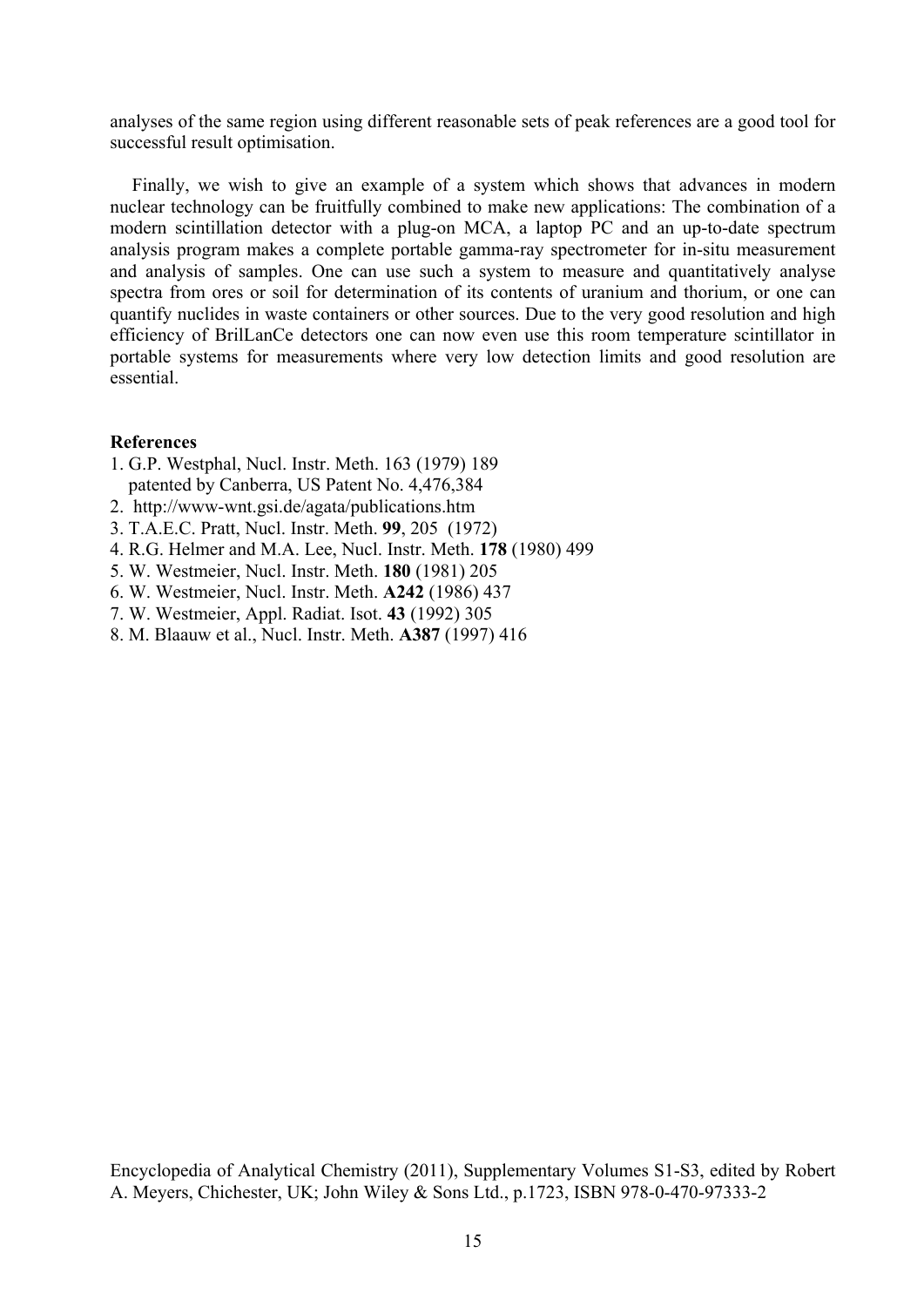analyses of the same region using different reasonable sets of peak references are a good tool for successful result optimisation.

Finally, we wish to give an example of a system which shows that advances in modern nuclear technology can be fruitfully combined to make new applications: The combination of a modern scintillation detector with a plug-on MCA, a laptop PC and an up-to-date spectrum analysis program makes a complete portable gamma-ray spectrometer for in-situ measurement and analysis of samples. One can use such a system to measure and quantitatively analyse spectra from ores or soil for determination of its contents of uranium and thorium, or one can quantify nuclides in waste containers or other sources. Due to the very good resolution and high efficiency of BrilLanCe detectors one can now even use this room temperature scintillator in portable systems for measurements where very low detection limits and good resolution are essential.

**References**

1. G.P. Westphal, Nucl. Instr. Meth. 163 (1979) 189
   patented by Canberra, US Patent No. 4,476,384
2. http://www-wnt.gsi.de/agata/publications.htm
3. T.A.E.C. Pratt, Nucl. Instr. Meth. **99**, 205 (1972)
4. R.G. Helmer and M.A. Lee, Nucl. Instr. Meth. **178** (1980) 499
5. W. Westmeier, Nucl. Instr. Meth. **180** (1981) 205
6. W. Westmeier, Nucl. Instr. Meth. **A242** (1986) 437
7. W. Westmeier, Appl. Radiat. Isot. **43** (1992) 305
8. M. Blaauw et al., Nucl. Instr. Meth. **A387** (1997) 416

Encyclopedia of Analytical Chemistry (2011), Supplementary Volumes S1-S3, edited by Robert A. Meyers, Chichester, UK; John Wiley & Sons Ltd., p.1723, ISBN 978-0-470-97333-2